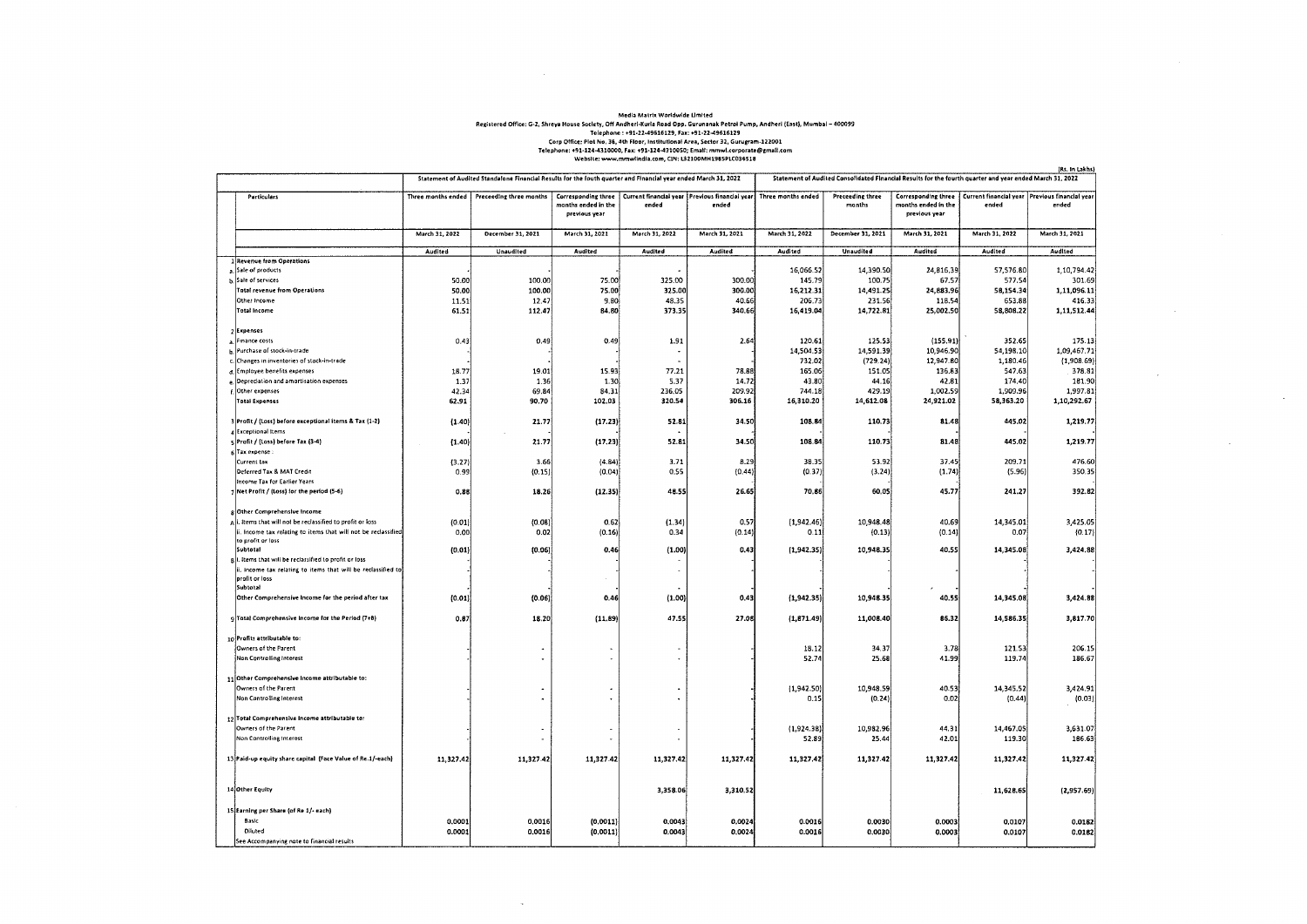**Media Matrix Worldwide Limited**

Registered Office: G-2, Shreya House Society, Off Andheri-Kurla Road Opp. Gurunanak Petrol Pump, Andheri (East), Mumbai – 400093
Telephone : +91-22-49616129, Fax: +91-22-49616129
Corp Office: Plot No. 38, 4th Floor, Institutional Area, Sector 32, Gurugram-122001
Telephone: +91-124-4310000, Fax: +91-124-4310050; Email: mmwl.corporate@gmail.com
Website: www.mmwlindia.com, CIN: L32100MH1985PLC036518

(Rs. in Lakhs)

| | Particulars | Statement of Audited Standalone Financial Results for the fourth quarter and Financial year ended March 31, 2022 | | | | | Statement of Audited Consolidated Financial Results for the fourth quarter and year ended March 31, 2022 | | | | |
|---|---|---|---|---|---|---|---|---|---|---|---|
| | | Three months ended | Preceeding three months | Corresponding three months ended in the previous year | Current financial year ended | Previous financial year ended | Three months ended | Preceeding three months | Corresponding three months ended in the previous year | Current financial year ended | Previous financial year ended |
| | | March 31, 2022 | December 31, 2021 | March 31, 2021 | March 31, 2022 | March 31, 2021 | March 31, 2022 | December 31, 2021 | March 31, 2021 | March 31, 2022 | March 31, 2021 |
| | | Audited | Unaudited | Audited | Audited | Audited | Audited | Unaudited | Audited | Audited | Audited |
| 1 | Revenue from Operations | | | | | | | | | | |
| a. | Sale of products | - | - | - | - | - | 16,066.52 | 14,390.50 | 24,816.39 | 57,576.80 | 1,10,794.42 |
| b. | Sale of services | 50.00 | 100.00 | 75.00 | 325.00 | 300.00 | 145.79 | 100.75 | 67.57 | 577.54 | 301.69 |
| | Total revenue from Operations | 50.00 | 100.00 | 75.00 | 325.00 | 300.00 | 16,212.31 | 14,491.25 | 24,883.96 | 58,154.34 | 1,11,096.11 |
| | Other Income | 11.51 | 12.47 | 9.80 | 48.35 | 40.66 | 206.73 | 231.56 | 118.54 | 653.88 | 416.33 |
| | Total Income | 61.51 | 112.47 | 84.80 | 373.35 | 340.66 | 16,419.04 | 14,722.81 | 25,002.50 | 58,808.22 | 1,11,512.44 |
| 2 | Expenses | | | | | | | | | | |
| a. | Finance costs | 0.43 | 0.49 | 0.49 | 1.91 | 2.64 | 120.61 | 125.53 | (155.91) | 352.65 | 175.13 |
| b. | Purchase of stock-in-trade | - | - | - | - | - | 14,504.53 | 14,591.39 | 10,946.90 | 54,198.10 | 1,09,467.71 |
| c. | Changes in inventories of stock-in-trade | - | - | - | - | - | 732.02 | (729.24) | 12,947.80 | 1,180.46 | (1,908.69) |
| d. | Employee benefits expenses | 18.77 | 19.01 | 15.93 | 77.21 | 78.88 | 165.06 | 151.05 | 136.83 | 547.63 | 378.81 |
| e. | Depreciation and amortisation expenses | 1.37 | 1.36 | 1.30 | 5.37 | 14.72 | 43.80 | 44.16 | 42.81 | 174.40 | 181.90 |
| f. | Other expenses | 42.34 | 69.84 | 84.31 | 236.05 | 209.92 | 744.18 | 429.19 | 1,002.59 | 1,909.96 | 1,997.81 |
| | Total Expenses | 62.91 | 90.70 | 102.03 | 320.54 | 306.16 | 16,310.20 | 14,612.08 | 24,921.02 | 58,363.20 | 1,10,292.67 |
| 3 | Profit / (Loss) before exceptional items & Tax (1-2) | (1.40) | 21.77 | (17.23) | 52.81 | 34.50 | 108.84 | 110.73 | 81.48 | 445.02 | 1,219.77 |
| 4 | Exceptional items | - | - | - | - | - | - | - | - | - | - |
| 5 | Profit / (Loss) before Tax (3-4) | (1.40) | 21.77 | (17.23) | 52.81 | 34.50 | 108.84 | 110.73 | 81.48 | 445.02 | 1,219.77 |
| 6 | Tax expense : | | | | | | | | | | |
| | Current tax | (3.27) | 3.66 | (4.84) | 3.71 | 8.29 | 38.35 | 53.92 | 37.45 | 209.71 | 476.60 |
| | Deferred Tax & MAT Credit | 0.99 | (0.15) | (0.04) | 0.55 | (0.44) | (0.37) | (3.24) | (1.74) | (5.96) | 350.35 |
| | Income Tax for Earlier Years | - | - | - | - | - | - | - | - | - | - |
| 7 | Net Profit / (Loss) for the period (5-6) | 0.88 | 18.26 | (12.35) | 48.55 | 26.65 | 70.86 | 60.05 | 45.77 | 241.27 | 392.82 |
| 8 | Other Comprehensive Income | | | | | | | | | | |
| A | i. Items that will not be reclassified to profit or loss | (0.01) | (0.08) | 0.62 | (1.34) | 0.57 | (1,942.46) | 10,948.48 | 40.69 | 14,345.01 | 3,425.05 |
| | ii. Income tax relating to items that will not be reclassified to profit or loss | 0.00 | 0.02 | (0.16) | 0.34 | (0.14) | 0.11 | (0.13) | (0.14) | 0.07 | (0.17) |
| | Subtotal | (0.01) | (0.06) | 0.46 | (1.00) | 0.43 | (1,942.35) | 10,948.35 | 40.55 | 14,345.08 | 3,424.88 |
| B | i. Items that will be reclassified to profit or loss | - | - | - | - | - | - | - | - | - | - |
| | ii. Income tax relating to items that will be reclassified to profit or loss | - | - | - | - | - | - | - | - | - | - |
| | Subtotal | - | - | - | - | - | - | - | - | - | - |
| | Other Comprehensive Income for the period after tax | (0.01) | (0.06) | 0.46 | (1.00) | 0.43 | (1,942.35) | 10,948.35 | 40.55 | 14,345.08 | 3,424.88 |
| 9 | Total Comprehensive Income for the Period (7+8) | 0.87 | 18.20 | (11.89) | 47.55 | 27.08 | (1,871.49) | 11,008.40 | 86.32 | 14,586.35 | 3,817.70 |
| 10 | Profits attributable to: | | | | | | | | | | |
| | Owners of the Parent | - | - | - | - | - | 18.12 | 34.37 | 3.78 | 121.53 | 206.15 |
| | Non Controlling Interest | - | - | - | - | - | 52.74 | 25.68 | 41.99 | 119.74 | 186.67 |
| 11 | Other Comprehensive Income attributable to: | | | | | | | | | | |
| | Owners of the Parent | - | - | - | - | - | (1,942.50) | 10,948.59 | 40.53 | 14,345.52 | 3,424.91 |
| | Non Controlling Interest | - | - | - | - | - | 0.15 | (0.24) | 0.02 | (0.44) | (0.03) |
| 12 | Total Comprehensive Income attributable to: | | | | | | | | | | |
| | Owners of the Parent | - | - | - | - | - | (1,924.38) | 10,982.96 | 44.31 | 14,467.05 | 3,631.07 |
| | Non Controlling Interest | - | - | - | - | - | 52.89 | 25.44 | 42.01 | 119.30 | 186.63 |
| 13 | Paid-up equity share capital (Face Value of Re.1/-each) | 11,327.42 | 11,327.42 | 11,327.42 | 11,327.42 | 11,327.42 | 11,327.42 | 11,327.42 | 11,327.42 | 11,327.42 | 11,327.42 |
| 14 | Other Equity | | | | 3,358.06 | 3,310.52 | | | | 11,628.65 | (2,957.69) |
| 15 | Earning per Share (of Re 1/- each) | | | | | | | | | | |
| | Basic | 0.0001 | 0.0016 | (0.0011) | 0.0043 | 0.0024 | 0.0016 | 0.0030 | 0.0003 | 0.0107 | 0.0182 |
| | Diluted | 0.0001 | 0.0016 | (0.0011) | 0.0043 | 0.0024 | 0.0016 | 0.0030 | 0.0003 | 0.0107 | 0.0182 |
| | See Accompanying note to financial results | | | | | | | | | | |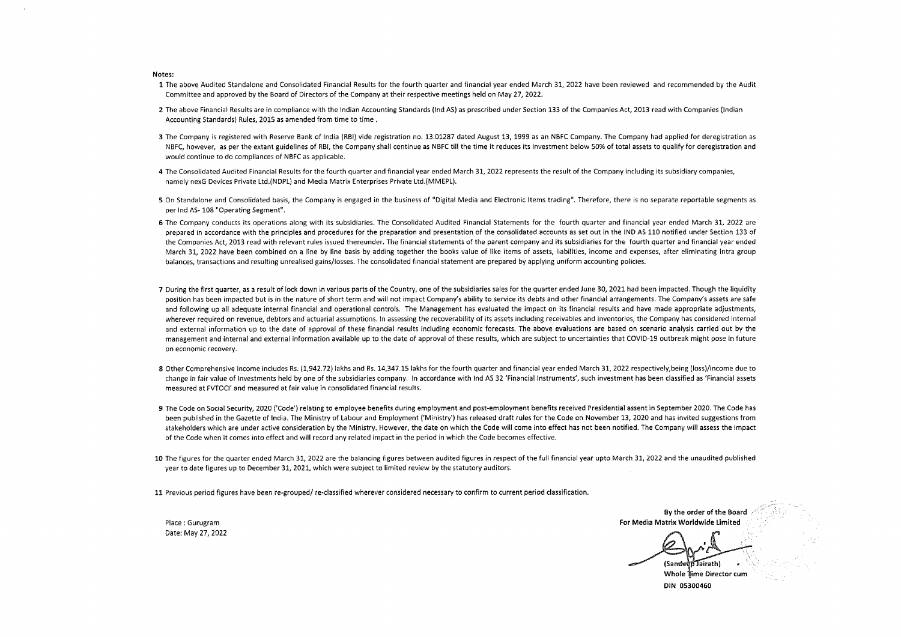**Notes:**

1. The above Audited Standalone and Consolidated Financial Results for the fourth quarter and financial year ended March 31, 2022 have been reviewed and recommended by the Audit Committee and approved by the Board of Directors of the Company at their respective meetings held on May 27, 2022.

2. The above Financial Results are in compliance with the Indian Accounting Standards (Ind AS) as prescribed under Section 133 of the Companies Act, 2013 read with Companies (Indian Accounting Standards) Rules, 2015 as amended from time to time .

3. The Company is registered with Reserve Bank of India (RBI) vide registration no. 13.01287 dated August 13, 1999 as an NBFC Company. The Company had applied for deregistration as NBFC, however, as per the extant guidelines of RBI, the Company shall continue as NBFC till the time it reduces its investment below 50% of total assets to qualify for deregistration and would continue to do compliances of NBFC as applicable.

4. The Consolidated Audited Financial Results for the fourth quarter and financial year ended March 31, 2022 represents the result of the Company including its subsidiary companies, namely nexG Devices Private Ltd.(NDPL) and Media Matrix Enterprises Private Ltd.(MMEPL).

5. On Standalone and Consolidated basis, the Company is engaged in the business of "Digital Media and Electronic Items trading". Therefore, there is no separate reportable segments as per Ind AS- 108 "Operating Segment".

6. The Company conducts its operations along with its subsidiaries. The Consolidated Audited Financial Statements for the fourth quarter and financial year ended March 31, 2022 are prepared in accordance with the principles and procedures for the preparation and presentation of the consolidated accounts as set out in the IND AS 110 notified under Section 133 of the Companies Act, 2013 read with relevant rules issued thereunder. The financial statements of the parent company and its subsidiaries for the fourth quarter and financial year ended March 31, 2022 have been combined on a line by line basis by adding together the books value of like items of assets, liabilities, income and expenses, after eliminating intra group balances, transactions and resulting unrealised gains/losses. The consolidated financial statement are prepared by applying uniform accounting policies.

7. During the first quarter, as a result of lock down in various parts of the Country, one of the subsidiaries sales for the quarter ended June 30, 2021 had been impacted. Though the liquidity position has been impacted but is in the nature of short term and will not impact Company's ability to service its debts and other financial arrangements. The Company's assets are safe and following up all adequate internal financial and operational controls. The Management has evaluated the impact on its financial results and have made appropriate adjustments, wherever required on revenue, debtors and actuarial assumptions. In assessing the recoverability of its assets including receivables and inventories, the Company has considered internal and external information up to the date of approval of these financial results including economic forecasts. The above evaluations are based on scenario analysis carried out by the management and internal and external information available up to the date of approval of these results, which are subject to uncertainties that COVID-19 outbreak might pose in future on economic recovery.

8. Other Comprehensive Income includes Rs. (1,942.72) lakhs and Rs. 14,347.15 lakhs for the fourth quarter and financial year ended March 31, 2022 respectively,being (loss)/income due to change in fair value of Investments held by one of the subsidiaries company. In accordance with Ind AS 32 'Financial Instruments', such investment has been classified as 'Financial assets measured at FVTOCI' and measured at fair value in consolidated financial results.

9. The Code on Social Security, 2020 ('Code') relating to employee benefits during employment and post-employment benefits received Presidential assent in September 2020. The Code has been published in the Gazette of India. The Ministry of Labour and Employment ('Ministry') has released draft rules for the Code on November 13, 2020 and has invited suggestions from stakeholders which are under active consideration by the Ministry. However, the date on which the Code will come into effect has not been notified. The Company will assess the impact of the Code when it comes into effect and will record any related impact in the period in which the Code becomes effective.

10. The figures for the quarter ended March 31, 2022 are the balancing figures between audited figures in respect of the full financial year upto March 31, 2022 and the unaudited published year to date figures up to December 31, 2021, which were subject to limited review by the statutory auditors.

11. Previous period figures have been re-grouped/ re-classified wherever considered necessary to confirm to current period classification.

Place : Gurugram
Date: May 27, 2022

**By the order of the Board**
**For Media Matrix Worldwide Limited**

**(Sandeep Jairath)**
**Whole Time Director cum**
**DIN 05300460**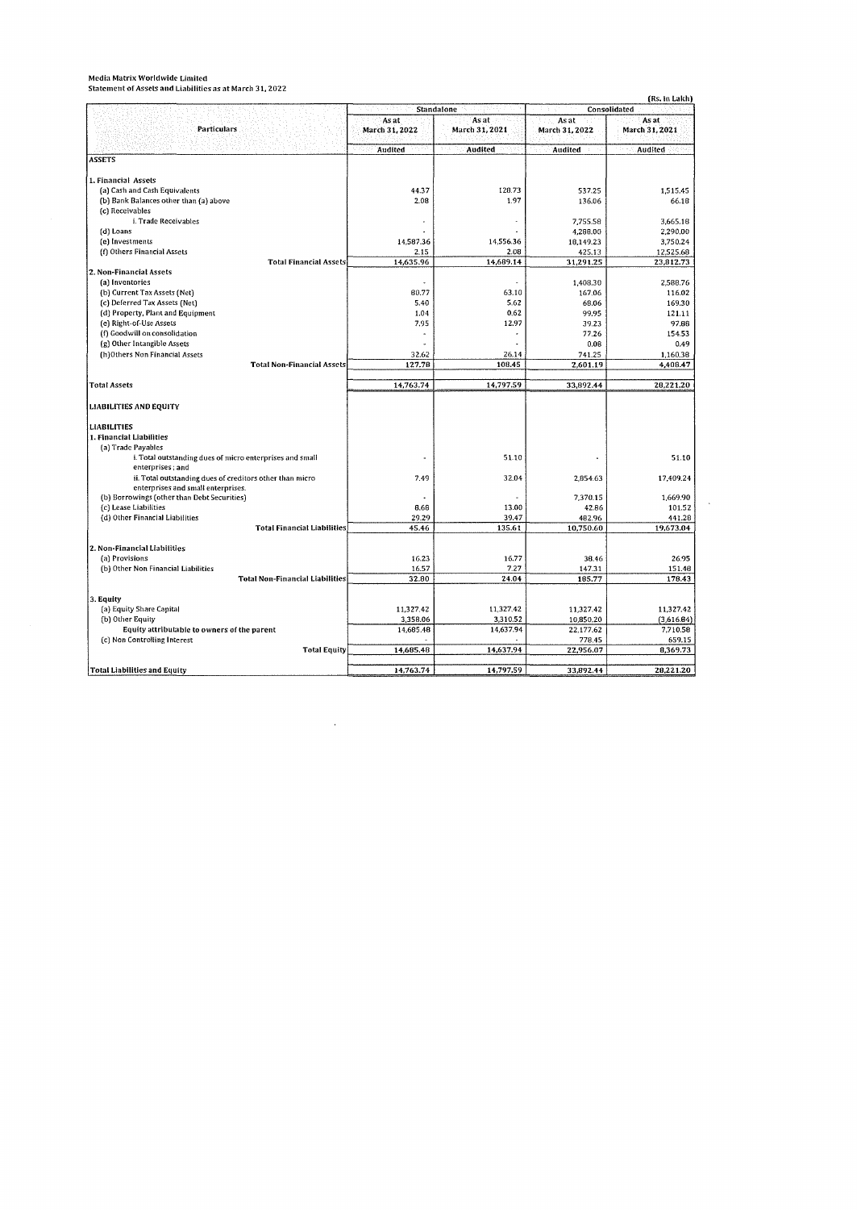Media Matrix Worldwide Limited
Statement of Assets and Liabilities as at March 31, 2022

(Rs. In Lakh)

| Particulars | Standalone | | Consolidated | |
|---|---|---|---|---|
| | As at March 31, 2022 | As at March 31, 2021 | As at March 31, 2022 | As at March 31, 2021 |
| | Audited | Audited | Audited | Audited |
| **ASSETS** | | | | |
| **1. Financial Assets** | | | | |
| (a) Cash and Cash Equivalents | 44.37 | 128.73 | 537.25 | 1,515.45 |
| (b) Bank Balances other than (a) above | 2.08 | 1.97 | 136.06 | 66.18 |
| (c) Receivables | | | | |
| i. Trade Receivables | - | - | 7,755.58 | 3,665.18 |
| (d) Loans | - | - | 4,288.00 | 2,290.00 |
| (e) Investments | 14,587.36 | 14,556.36 | 18,149.23 | 3,750.24 |
| (f) Others Financial Assets | 2.15 | 2.08 | 425.13 | 12,525.68 |
| Total Financial Assets | 14,635.96 | 14,689.14 | 31,291.25 | 23,812.73 |
| **2. Non-Financial Assets** | | | | |
| (a) Inventories | - | - | 1,408.30 | 2,588.76 |
| (b) Current Tax Assets (Net) | 80.77 | 63.10 | 167.06 | 116.02 |
| (c) Deferred Tax Assets (Net) | 5.40 | 5.62 | 68.06 | 169.30 |
| (d) Property, Plant and Equipment | 1.04 | 0.62 | 99.95 | 121.11 |
| (e) Right-of-Use Assets | 7.95 | 12.97 | 39.23 | 97.88 |
| (f) Goodwill on consolidation | - | - | 77.26 | 154.53 |
| (g) Other Intangible Assets | - | - | 0.08 | 0.49 |
| (h) Others Non Financial Assets | 32.62 | 26.14 | 741.25 | 1,160.38 |
| Total Non-Financial Assets | 127.78 | 108.45 | 2,601.19 | 4,408.47 |
| **Total Assets** | 14,763.74 | 14,797.59 | 33,892.44 | 28,221.20 |
| **LIABILITIES AND EQUITY** | | | | |
| **LIABILITIES** | | | | |
| **1. Financial Liabilities** | | | | |
| (a) Trade Payables | | | | |
| i. Total outstanding dues of micro enterprises and small enterprises ; and | - | 51.10 | - | 51.10 |
| ii. Total outstanding dues of creditors other than micro enterprises and small enterprises. | 7.49 | 32.04 | 2,854.63 | 17,409.24 |
| (b) Borrowings (other than Debt Securities) | - | - | 7,370.15 | 1,669.90 |
| (c) Lease Liabilities | 8.68 | 13.00 | 42.86 | 101.52 |
| (d) Other Financial Liabilities | 29.29 | 39.47 | 482.96 | 441.28 |
| Total Financial Liabilities | 45.46 | 135.61 | 10,750.60 | 19,673.04 |
| **2. Non-Financial Liabilities** | | | | |
| (a) Provisions | 16.23 | 16.77 | 38.46 | 26.95 |
| (b) Other Non Financial Liabilities | 16.57 | 7.27 | 147.31 | 151.48 |
| Total Non-Financial Liabilities | 32.80 | 24.04 | 185.77 | 178.43 |
| **3. Equity** | | | | |
| (a) Equity Share Capital | 11,327.42 | 11,327.42 | 11,327.42 | 11,327.42 |
| (b) Other Equity | 3,358.06 | 3,310.52 | 10,850.20 | (3,616.84) |
| Equity attributable to owners of the parent | 14,685.48 | 14,637.94 | 22,177.62 | 7,710.58 |
| (c) Non Controlling Interest | - | - | 778.45 | 659.15 |
| Total Equity | 14,685.48 | 14,637.94 | 22,956.07 | 8,369.73 |
| **Total Liabilities and Equity** | 14,763.74 | 14,797.59 | 33,892.44 | 28,221.20 |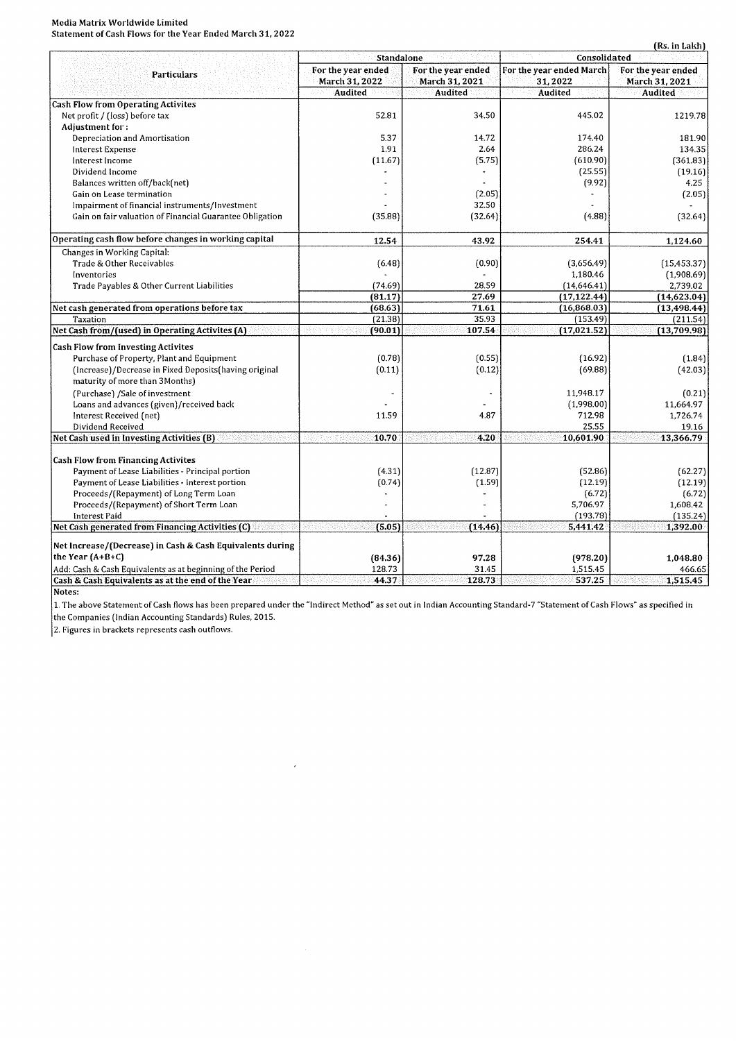**Media Matrix Worldwide Limited**
**Statement of Cash Flows for the Year Ended March 31, 2022**

(Rs. in Lakh)

| Particulars | Standalone | | Consolidated | |
|---|---|---|---|---|
| | For the year ended March 31, 2022 | For the year ended March 31, 2021 | For the year ended March 31, 2022 | For the year ended March 31, 2021 |
| | Audited | Audited | Audited | Audited |
| **Cash Flow from Operating Activites** | | | | |
| Net profit / (loss) before tax | 52.81 | 34.50 | 445.02 | 1219.78 |
| Adjustment for : | | | | |
| Depreciation and Amortisation | 5.37 | 14.72 | 174.40 | 181.90 |
| Interest Expense | 1.91 | 2.64 | 286.24 | 134.35 |
| Interest Income | (11.67) | (5.75) | (610.90) | (361.83) |
| Dividend Income | - | - | (25.55) | (19.16) |
| Balances written off/back(net) | - | - | (9.92) | 4.25 |
| Gain on Lease termination | - | (2.05) | - | (2.05) |
| Impairment of financial instruments/Investment | - | 32.50 | - | - |
| Gain on fair valuation of Financial Guarantee Obligation | (35.88) | (32.64) | (4.88) | (32.64) |
| **Operating cash flow before changes in working capital** | 12.54 | 43.92 | 254.41 | 1,124.60 |
| Changes in Working Capital: | | | | |
| Trade & Other Receivables | (6.48) | (0.90) | (3,656.49) | (15,453.37) |
| Inventories | - | - | 1,180.46 | (1,908.69) |
| Trade Payables & Other Current Liabilities | (74.69) | 28.59 | (14,646.41) | 2,739.02 |
| | (81.17) | 27.69 | (17,122.44) | (14,623.04) |
| **Net cash generated from operations before tax** | (68.63) | 71.61 | (16,868.03) | (13,498.44) |
| Taxation | (21.38) | 35.93 | (153.49) | (211.54) |
| **Net Cash from/(used) in Operating Activites (A)** | (90.01) | 107.54 | (17,021.52) | (13,709.98) |
| **Cash Flow from Investing Activites** | | | | |
| Purchase of Property, Plant and Equipment | (0.78) | (0.55) | (16.92) | (1.84) |
| (Increase)/Decrease in Fixed Deposits(having original maturity of more than 3Months) | (0.11) | (0.12) | (69.88) | (42.03) |
| (Purchase) /Sale of investment | - | - | 11,948.17 | (0.21) |
| Loans and advances (given)/received back | - | - | (1,998.00) | 11,664.97 |
| Interest Received (net) | 11.59 | 4.87 | 712.98 | 1,726.74 |
| Dividend Received | | | 25.55 | 19.16 |
| **Net Cash used in Investing Activities (B)** | 10.70 | 4.20 | 10,601.90 | 13,366.79 |
| **Cash Flow from Financing Activites** | | | | |
| Payment of Lease Liabilities - Principal portion | (4.31) | (12.87) | (52.86) | (62.27) |
| Payment of Lease Liabilities - Interest portion | (0.74) | (1.59) | (12.19) | (12.19) |
| Proceeds/(Repayment) of Long Term Loan | - | - | (6.72) | (6.72) |
| Proceeds/(Repayment) of Short Term Loan | - | - | 5,706.97 | 1,608.42 |
| Interest Paid | - | - | (193.78) | (135.24) |
| **Net Cash generated from Financing Activities (C)** | (5.05) | (14.46) | 5,441.42 | 1,392.00 |
| **Net Increase/(Decrease) in Cash & Cash Equivalents during the Year (A+B+C)** | (84.36) | 97.28 | (978.20) | 1,048.80 |
| Add: Cash & Cash Equivalents as at beginning of the Period | 128.73 | 31.45 | 1,515.45 | 466.65 |
| **Cash & Cash Equivalents as at the end of the Year** | 44.37 | 128.73 | 537.25 | 1,515.45 |

**Notes:**

1. The above Statement of Cash flows has been prepared under the "Indirect Method" as set out in Indian Accounting Standard-7 "Statement of Cash Flows" as specified in the Companies (Indian Accounting Standards) Rules, 2015.
2. Figures in brackets represents cash outflows.